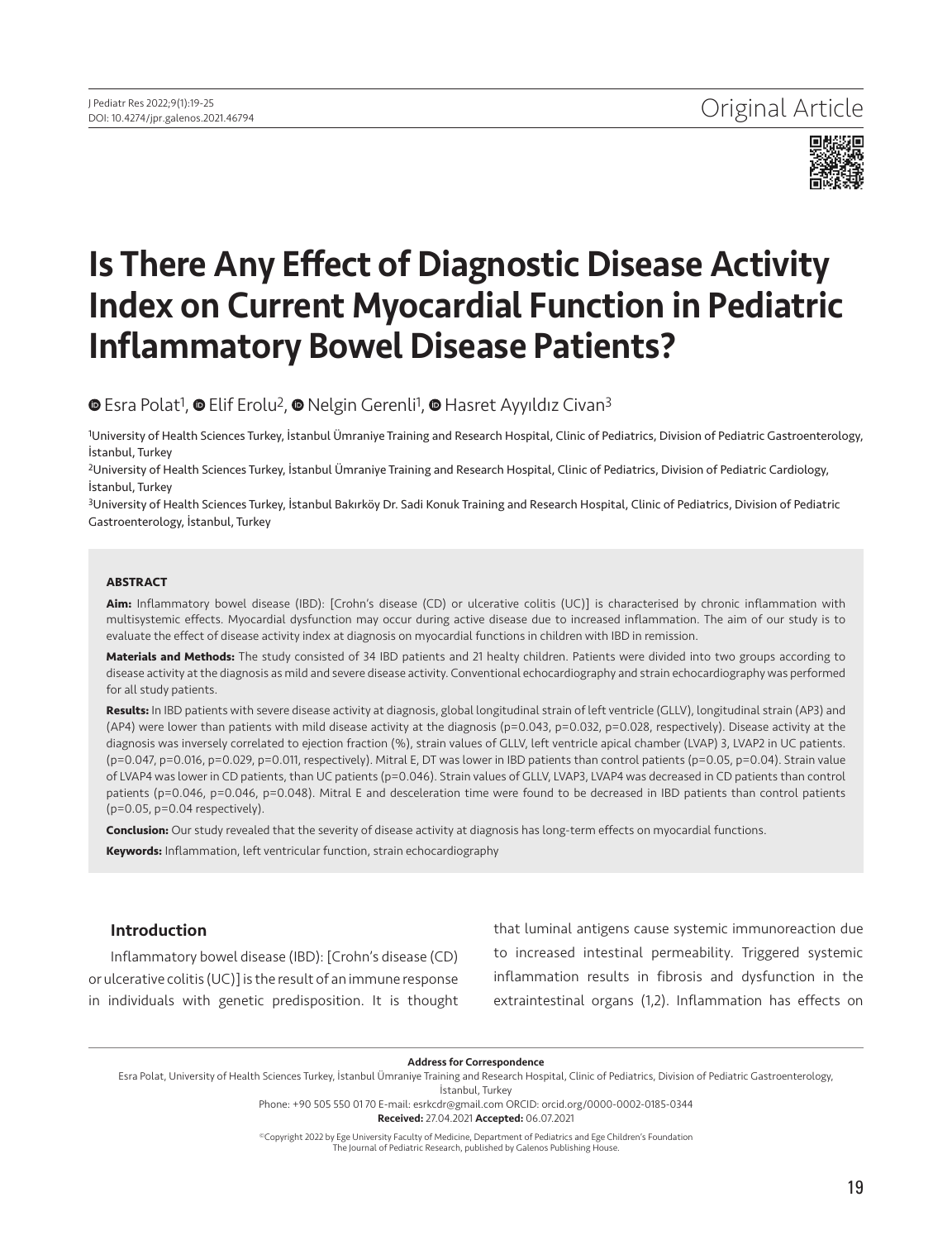Original Article

# Is There Any Effect of Diagnostic Disease Activity Index on Current Myocardial Function in Pediatric Inflammatory Bowel Disease Patients?

Esra Polat[1], Elif Erolu[2], Nelgin Gerenli[1], Hasret Ayyıldız Civan[3]

[1]University of Health Sciences Turkey, İstanbul Ümraniye Training and Research Hospital, Clinic of Pediatrics, Division of Pediatric Gastroenterology, İstanbul, Turkey

[2]University of Health Sciences Turkey, İstanbul Ümraniye Training and Research Hospital, Clinic of Pediatrics, Division of Pediatric Cardiology, İstanbul, Turkey

[3]University of Health Sciences Turkey, İstanbul Bakırköy Dr. Sadi Konuk Training and Research Hospital, Clinic of Pediatrics, Division of Pediatric Gastroenterology, İstanbul, Turkey

### ABSTRACT

**Aim:** Inflammatory bowel disease (IBD): [Crohn's disease (CD) or ulcerative colitis (UC)] is characterised by chronic inflammation with multisystemic effects. Myocardial dysfunction may occur during active disease due to increased inflammation. The aim of our study is to evaluate the effect of disease activity index at diagnosis on myocardial functions in children with IBD in remission.

**Materials and Methods:** The study consisted of 34 IBD patients and 21 healty children. Patients were divided into two groups according to disease activity at the diagnosis as mild and severe disease activity. Conventional echocardiography and strain echocardiography was performed for all study patients.

**Results:** In IBD patients with severe disease activity at diagnosis, global longitudinal strain of left ventricle (GLLV), longitudinal strain (AP3) and (AP4) were lower than patients with mild disease activity at the diagnosis (p=0.043, p=0.032, p=0.028, respectively). Disease activity at the diagnosis was inversely correlated to ejection fraction (%), strain values of GLLV, left ventricle apical chamber (LVAP) 3, LVAP2 in UC patients. (p=0.047, p=0.016, p=0.029, p=0.011, respectively). Mitral E, DT was lower in IBD patients than control patients (p=0.05, p=0.04). Strain value of LVAP4 was lower in CD patients, than UC patients (p=0.046). Strain values of GLLV, LVAP3, LVAP4 was decreased in CD patients than control patients (p=0.046, p=0.046, p=0.048). Mitral E and desceleration time were found to be decreased in IBD patients than control patients (p=0.05, p=0.04 respectively).

**Conclusion:** Our study revealed that the severity of disease activity at diagnosis has long-term effects on myocardial functions.

**Keywords:** Inflammation, left ventricular function, strain echocardiography

## Introduction

Inflammatory bowel disease (IBD): [Crohn's disease (CD) or ulcerative colitis (UC)] is the result of an immune response in individuals with genetic predisposition. It is thought that luminal antigens cause systemic immunoreaction due to increased intestinal permeability. Triggered systemic inflammation results in fibrosis and dysfunction in the extraintestinal organs (1,2). Inflammation has effects on

**Address for Correspondence**

Esra Polat, University of Health Sciences Turkey, İstanbul Ümraniye Training and Research Hospital, Clinic of Pediatrics, Division of Pediatric Gastroenterology, İstanbul, Turkey

Phone: +90 505 550 01 70 E-mail: esrkcdr@gmail.com ORCID: orcid.org/0000-0002-0185-0344

**Received:** 27.04.2021 **Accepted:** 06.07.2021

©Copyright 2022 by Ege University Faculty of Medicine, Department of Pediatrics and Ege Children's Foundation
The Journal of Pediatric Research, published by Galenos Publishing House.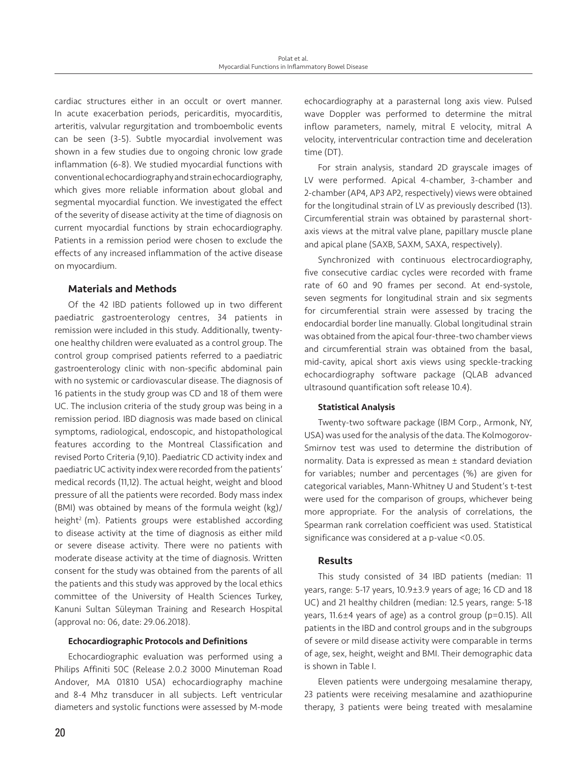cardiac structures either in an occult or overt manner. In acute exacerbation periods, pericarditis, myocarditis, arteritis, valvular regurgitation and tromboembolic events can be seen (3-5). Subtle myocardial involvement was shown in a few studies due to ongoing chronic low grade inflammation (6-8). We studied myocardial functions with conventional echocardiography and strain echocardiography, which gives more reliable information about global and segmental myocardial function. We investigated the effect of the severity of disease activity at the time of diagnosis on current myocardial functions by strain echocardiography. Patients in a remission period were chosen to exclude the effects of any increased inflammation of the active disease on myocardium.

## Materials and Methods

Of the 42 IBD patients followed up in two different paediatric gastroenterology centres, 34 patients in remission were included in this study. Additionally, twenty-one healthy children were evaluated as a control group. The control group comprised patients referred to a paediatric gastroenterology clinic with non-specific abdominal pain with no systemic or cardiovascular disease. The diagnosis of 16 patients in the study group was CD and 18 of them were UC. The inclusion criteria of the study group was being in a remission period. IBD diagnosis was made based on clinical symptoms, radiological, endoscopic, and histopathological features according to the Montreal Classification and revised Porto Criteria (9,10). Paediatric CD activity index and paediatric UC activity index were recorded from the patients' medical records (11,12). The actual height, weight and blood pressure of all the patients were recorded. Body mass index (BMI) was obtained by means of the formula weight (kg)/ height$^2$ (m). Patients groups were established according to disease activity at the time of diagnosis as either mild or severe disease activity. There were no patients with moderate disease activity at the time of diagnosis. Written consent for the study was obtained from the parents of all the patients and this study was approved by the local ethics committee of the University of Health Sciences Turkey, Kanuni Sultan Süleyman Training and Research Hospital (approval no: 06, date: 29.06.2018).

### Echocardiographic Protocols and Definitions

Echocardiographic evaluation was performed using a Philips Affiniti 50C (Release 2.0.2 3000 Minuteman Road Andover, MA 01810 USA) echocardiography machine and 8-4 Mhz transducer in all subjects. Left ventricular diameters and systolic functions were assessed by M-mode echocardiography at a parasternal long axis view. Pulsed wave Doppler was performed to determine the mitral inflow parameters, namely, mitral E velocity, mitral A velocity, interventricular contraction time and deceleration time (DT).

For strain analysis, standard 2D grayscale images of LV were performed. Apical 4-chamber, 3-chamber and 2-chamber (AP4, AP3 AP2, respectively) views were obtained for the longitudinal strain of LV as previously described (13). Circumferential strain was obtained by parasternal short-axis views at the mitral valve plane, papillary muscle plane and apical plane (SAXB, SAXM, SAXA, respectively).

Synchronized with continuous electrocardiography, five consecutive cardiac cycles were recorded with frame rate of 60 and 90 frames per second. At end-systole, seven segments for longitudinal strain and six segments for circumferential strain were assessed by tracing the endocardial border line manually. Global longitudinal strain was obtained from the apical four-three-two chamber views and circumferential strain was obtained from the basal, mid-cavity, apical short axis views using speckle-tracking echocardiography software package (QLAB advanced ultrasound quantification soft release 10.4).

### Statistical Analysis

Twenty-two software package (IBM Corp., Armonk, NY, USA) was used for the analysis of the data. The Kolmogorov-Smirnov test was used to determine the distribution of normality. Data is expressed as mean ± standard deviation for variables; number and percentages (%) are given for categorical variables, Mann-Whitney U and Student's t-test were used for the comparison of groups, whichever being more appropriate. For the analysis of correlations, the Spearman rank correlation coefficient was used. Statistical significance was considered at a p-value <0.05.

## Results

This study consisted of 34 IBD patients (median: 11 years, range: 5-17 years, 10.9±3.9 years of age; 16 CD and 18 UC) and 21 healthy children (median: 12.5 years, range: 5-18 years, 11.6±4 years of age) as a control group (p=0.15). All patients in the IBD and control groups and in the subgroups of severe or mild disease activity were comparable in terms of age, sex, height, weight and BMI. Their demographic data is shown in Table I.

Eleven patients were undergoing mesalamine therapy, 23 patients were receiving mesalamine and azathiopurine therapy, 3 patients were being treated with mesalamine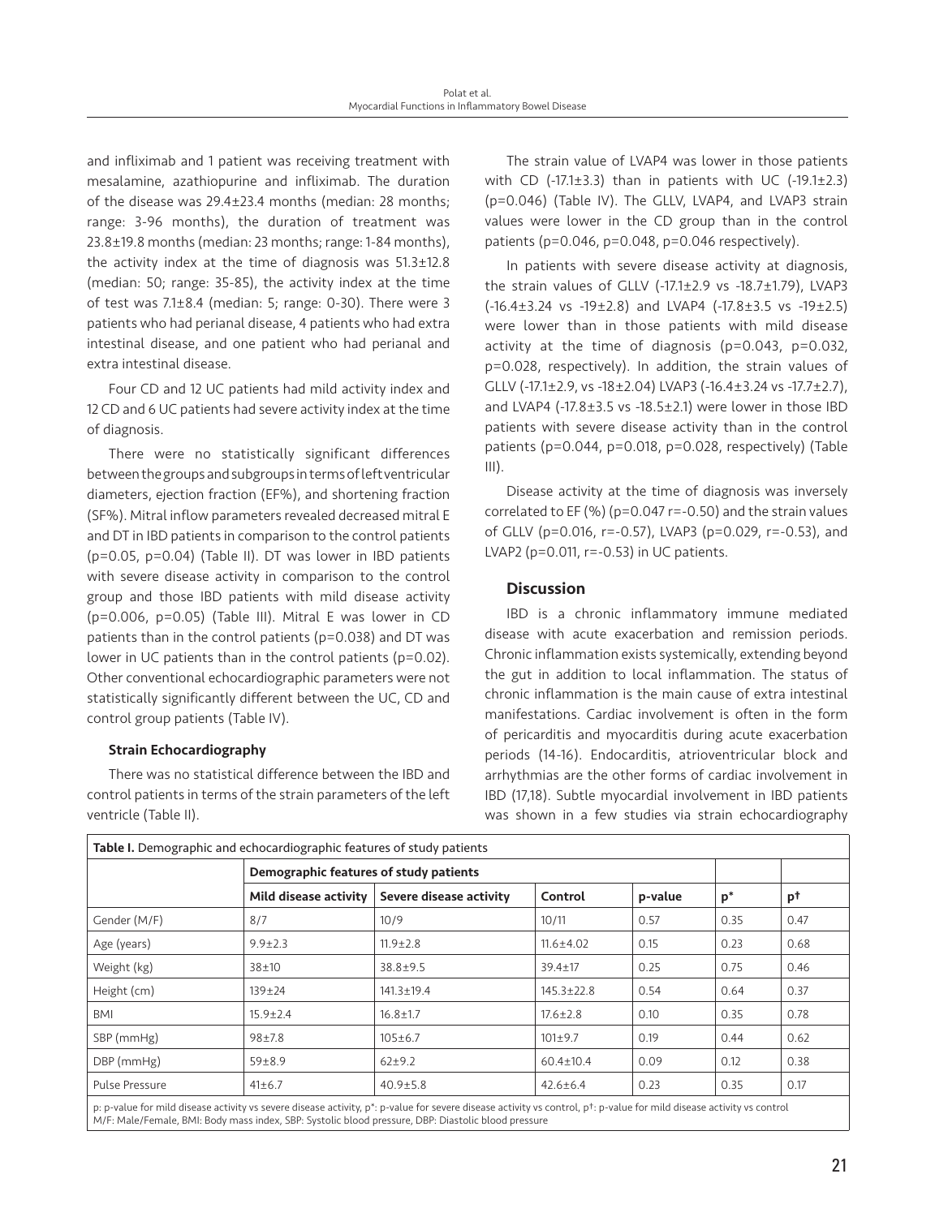and infliximab and 1 patient was receiving treatment with mesalamine, azathiopurine and infliximab. The duration of the disease was 29.4±23.4 months (median: 28 months; range: 3-96 months), the duration of treatment was 23.8±19.8 months (median: 23 months; range: 1-84 months), the activity index at the time of diagnosis was 51.3±12.8 (median: 50; range: 35-85), the activity index at the time of test was 7.1±8.4 (median: 5; range: 0-30). There were 3 patients who had perianal disease, 4 patients who had extra intestinal disease, and one patient who had perianal and extra intestinal disease.

Four CD and 12 UC patients had mild activity index and 12 CD and 6 UC patients had severe activity index at the time of diagnosis.

There were no statistically significant differences between the groups and subgroups in terms of left ventricular diameters, ejection fraction (EF%), and shortening fraction (SF%). Mitral inflow parameters revealed decreased mitral E and DT in IBD patients in comparison to the control patients (p=0.05, p=0.04) (Table II). DT was lower in IBD patients with severe disease activity in comparison to the control group and those IBD patients with mild disease activity (p=0.006, p=0.05) (Table III). Mitral E was lower in CD patients than in the control patients (p=0.038) and DT was lower in UC patients than in the control patients (p=0.02). Other conventional echocardiographic parameters were not statistically significantly different between the UC, CD and control group patients (Table IV).

### Strain Echocardiography

There was no statistical difference between the IBD and control patients in terms of the strain parameters of the left ventricle (Table II).

The strain value of LVAP4 was lower in those patients with CD (-17.1±3.3) than in patients with UC (-19.1±2.3) (p=0.046) (Table IV). The GLLV, LVAP4, and LVAP3 strain values were lower in the CD group than in the control patients (p=0.046, p=0.048, p=0.046 respectively).

In patients with severe disease activity at diagnosis, the strain values of GLLV (-17.1±2.9 vs -18.7±1.79), LVAP3 (-16.4±3.24 vs -19±2.8) and LVAP4 (-17.8±3.5 vs -19±2.5) were lower than in those patients with mild disease activity at the time of diagnosis (p=0.043, p=0.032, p=0.028, respectively). In addition, the strain values of GLLV (-17.1±2.9, vs -18±2.04) LVAP3 (-16.4±3.24 vs -17.7±2.7), and LVAP4 (-17.8±3.5 vs -18.5±2.1) were lower in those IBD patients with severe disease activity than in the control patients (p=0.044, p=0.018, p=0.028, respectively) (Table III).

Disease activity at the time of diagnosis was inversely correlated to EF (%) (p=0.047 r=-0.50) and the strain values of GLLV (p=0.016, r=-0.57), LVAP3 (p=0.029, r=-0.53), and LVAP2 (p=0.011, r=-0.53) in UC patients.

## Discussion

IBD is a chronic inflammatory immune mediated disease with acute exacerbation and remission periods. Chronic inflammation exists systemically, extending beyond the gut in addition to local inflammation. The status of chronic inflammation is the main cause of extra intestinal manifestations. Cardiac involvement is often in the form of pericarditis and myocarditis during acute exacerbation periods (14-16). Endocarditis, atrioventricular block and arrhythmias are the other forms of cardiac involvement in IBD (17,18). Subtle myocardial involvement in IBD patients was shown in a few studies via strain echocardiography

**Table I.** Demographic and echocardiographic features of study patients

| | Demographic features of study patients | | | | | |
|---|---|---|---|---|---|---|
| | **Mild disease activity** | **Severe disease activity** | **Control** | **p-value** | **p*** | **p†** |
| Gender (M/F) | 8/7 | 10/9 | 10/11 | 0.57 | 0.35 | 0.47 |
| Age (years) | 9.9±2.3 | 11.9±2.8 | 11.6±4.02 | 0.15 | 0.23 | 0.68 |
| Weight (kg) | 38±10 | 38.8±9.5 | 39.4±17 | 0.25 | 0.75 | 0.46 |
| Height (cm) | 139±24 | 141.3±19.4 | 145.3±22.8 | 0.54 | 0.64 | 0.37 |
| BMI | 15.9±2.4 | 16.8±1.7 | 17.6±2.8 | 0.10 | 0.35 | 0.78 |
| SBP (mmHg) | 98±7.8 | 105±6.7 | 101±9.7 | 0.19 | 0.44 | 0.62 |
| DBP (mmHg) | 59±8.9 | 62±9.2 | 60.4±10.4 | 0.09 | 0.12 | 0.38 |
| Pulse Pressure | 41±6.7 | 40.9±5.8 | 42.6±6.4 | 0.23 | 0.35 | 0.17 |

p: p-value for mild disease activity vs severe disease activity, p*: p-value for severe disease activity vs control, p†: p-value for mild disease activity vs control
M/F: Male/Female, BMI: Body mass index, SBP: Systolic blood pressure, DBP: Diastolic blood pressure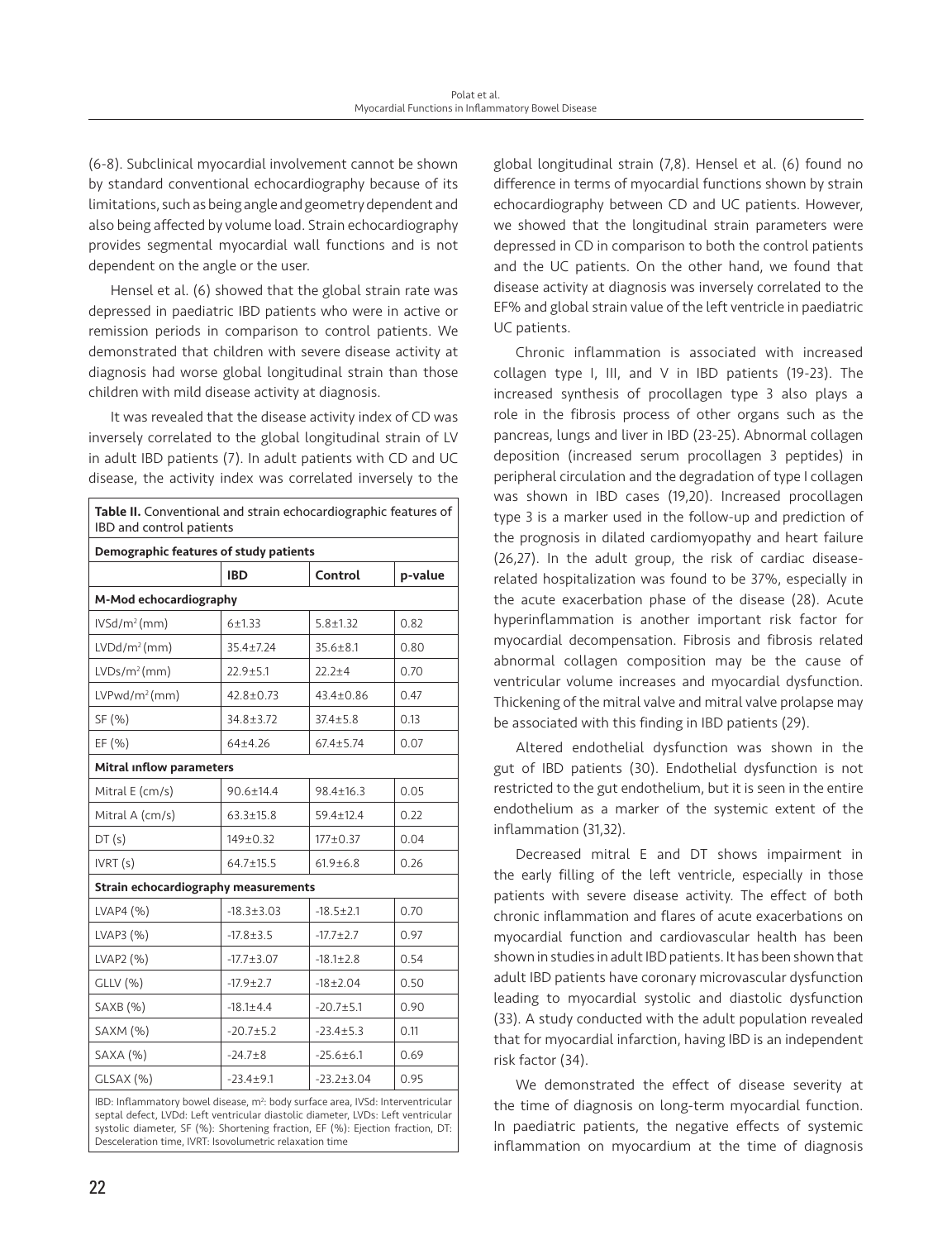(6-8). Subclinical myocardial involvement cannot be shown by standard conventional echocardiography because of its limitations, such as being angle and geometry dependent and also being affected by volume load. Strain echocardiography provides segmental myocardial wall functions and is not dependent on the angle or the user.

Hensel et al. (6) showed that the global strain rate was depressed in paediatric IBD patients who were in active or remission periods in comparison to control patients. We demonstrated that children with severe disease activity at diagnosis had worse global longitudinal strain than those children with mild disease activity at diagnosis.

It was revealed that the disease activity index of CD was inversely correlated to the global longitudinal strain of LV in adult IBD patients (7). In adult patients with CD and UC disease, the activity index was correlated inversely to the global longitudinal strain (7,8). Hensel et al. (6) found no difference in terms of myocardial functions shown by strain echocardiography between CD and UC patients. However, we showed that the longitudinal strain parameters were depressed in CD in comparison to both the control patients and the UC patients. On the other hand, we found that disease activity at diagnosis was inversely correlated to the EF% and global strain value of the left ventricle in paediatric UC patients.

**Table II.** Conventional and strain echocardiographic features of IBD and control patients

| Demographic features of study patients | | | |
|---|---|---|---|
| | **IBD** | **Control** | **p-value** |
| **M-Mod echocardiography** | | | |
| IVSd/m$^2$ (mm) | 6±1.33 | 5.8±1.32 | 0.82 |
| LVDd/m$^2$ (mm) | 35.4±7.24 | 35.6±8.1 | 0.80 |
| LVDs/m$^2$ (mm) | 22.9±5.1 | 22.2±4 | 0.70 |
| LVPwd/m$^2$ (mm) | 42.8±0.73 | 43.4±0.86 | 0.47 |
| SF (%) | 34.8±3.72 | 37.4±5.8 | 0.13 |
| EF (%) | 64±4.26 | 67.4±5.74 | 0.07 |
| **Mitral ınflow parameters** | | | |
| Mitral E (cm/s) | 90.6±14.4 | 98.4±16.3 | 0.05 |
| Mitral A (cm/s) | 63.3±15.8 | 59.4±12.4 | 0.22 |
| DT (s) | 149±0.32 | 177±0.37 | 0.04 |
| IVRT (s) | 64.7±15.5 | 61.9±6.8 | 0.26 |
| **Strain echocardiography measurements** | | | |
| LVAP4 (%) | -18.3±3.03 | -18.5±2.1 | 0.70 |
| LVAP3 (%) | -17.8±3.5 | -17.7±2.7 | 0.97 |
| LVAP2 (%) | -17.7±3.07 | -18.1±2.8 | 0.54 |
| GLLV (%) | -17.9±2.7 | -18±2.04 | 0.50 |
| SAXB (%) | -18.1±4.4 | -20.7±5.1 | 0.90 |
| SAXM (%) | -20.7±5.2 | -23.4±5.3 | 0.11 |
| SAXA (%) | -24.7±8 | -25.6±6.1 | 0.69 |
| GLSAX (%) | -23.4±9.1 | -23.2±3.04 | 0.95 |

IBD: Inflammatory bowel disease, m$^2$: body surface area, IVSd: Interventricular septal defect, LVDd: Left ventricular diastolic diameter, LVDs: Left ventricular systolic diameter, SF (%): Shortening fraction, EF (%): Ejection fraction, DT: Desceleration time, IVRT: Isovolumetric relaxation time

Chronic inflammation is associated with increased collagen type I, III, and V in IBD patients (19-23). The increased synthesis of procollagen type 3 also plays a role in the fibrosis process of other organs such as the pancreas, lungs and liver in IBD (23-25). Abnormal collagen deposition (increased serum procollagen 3 peptides) in peripheral circulation and the degradation of type I collagen was shown in IBD cases (19,20). Increased procollagen type 3 is a marker used in the follow-up and prediction of the prognosis in dilated cardiomyopathy and heart failure (26,27). In the adult group, the risk of cardiac disease-related hospitalization was found to be 37%, especially in the acute exacerbation phase of the disease (28). Acute hyperinflammation is another important risk factor for myocardial decompensation. Fibrosis and fibrosis related abnormal collagen composition may be the cause of ventricular volume increases and myocardial dysfunction. Thickening of the mitral valve and mitral valve prolapse may be associated with this finding in IBD patients (29).

Altered endothelial dysfunction was shown in the gut of IBD patients (30). Endothelial dysfunction is not restricted to the gut endothelium, but it is seen in the entire endothelium as a marker of the systemic extent of the inflammation (31,32).

Decreased mitral E and DT shows impairment in the early filling of the left ventricle, especially in those patients with severe disease activity. The effect of both chronic inflammation and flares of acute exacerbations on myocardial function and cardiovascular health has been shown in studies in adult IBD patients. It has been shown that adult IBD patients have coronary microvascular dysfunction leading to myocardial systolic and diastolic dysfunction (33). A study conducted with the adult population revealed that for myocardial infarction, having IBD is an independent risk factor (34).

We demonstrated the effect of disease severity at the time of diagnosis on long-term myocardial function. In paediatric patients, the negative effects of systemic inflammation on myocardium at the time of diagnosis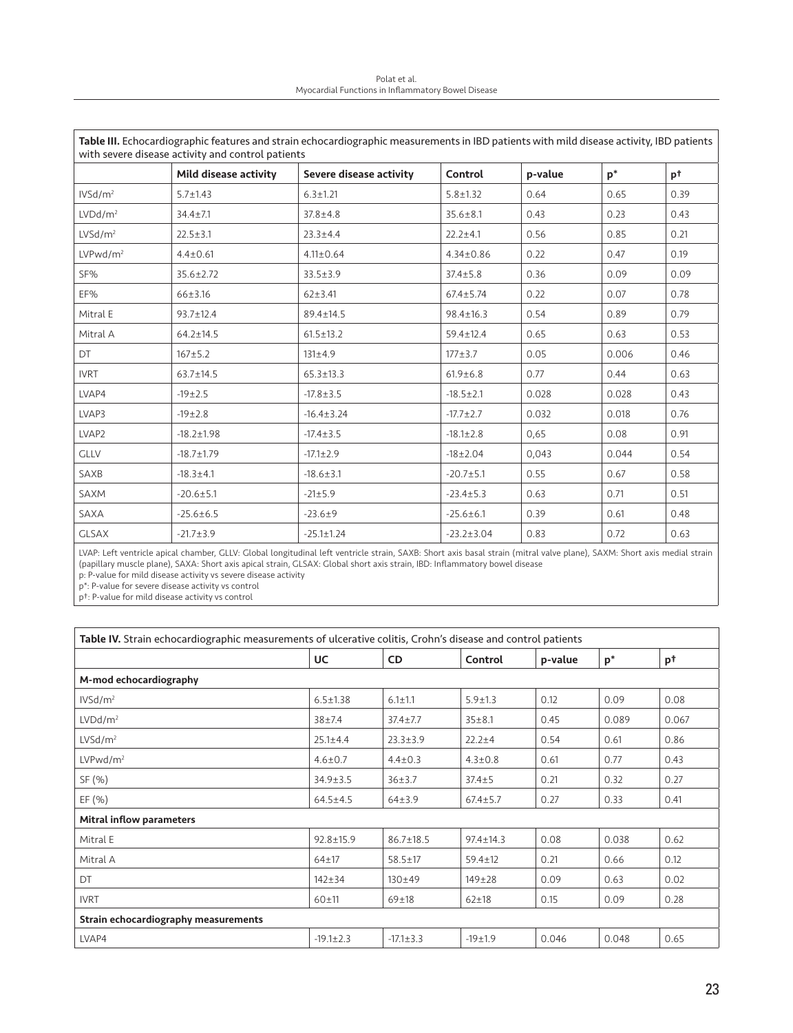**Table III.** Echocardiographic features and strain echocardiographic measurements in IBD patients with mild disease activity, IBD patients with severe disease activity and control patients

| | Mild disease activity | Severe disease activity | Control | p-value | p* | p† |
|---|---|---|---|---|---|---|
| IVSd/m² | 5.7±1.43 | 6.3±1.21 | 5.8±1.32 | 0.64 | 0.65 | 0.39 |
| LVDd/m² | 34.4±7.1 | 37.8±4.8 | 35.6±8.1 | 0.43 | 0.23 | 0.43 |
| LVSd/m² | 22.5±3.1 | 23.3±4.4 | 22.2±4.1 | 0.56 | 0.85 | 0.21 |
| LVPwd/m² | 4.4±0.61 | 4.11±0.64 | 4.34±0.86 | 0.22 | 0.47 | 0.19 |
| SF% | 35.6±2.72 | 33.5±3.9 | 37.4±5.8 | 0.36 | 0.09 | 0.09 |
| EF% | 66±3.16 | 62±3.41 | 67.4±5.74 | 0.22 | 0.07 | 0.78 |
| Mitral E | 93.7±12.4 | 89.4±14.5 | 98.4±16.3 | 0.54 | 0.89 | 0.79 |
| Mitral A | 64.2±14.5 | 61.5±13.2 | 59.4±12.4 | 0.65 | 0.63 | 0.53 |
| DT | 167±5.2 | 131±4.9 | 177±3.7 | 0.05 | 0.006 | 0.46 |
| IVRT | 63.7±14.5 | 65.3±13.3 | 61.9±6.8 | 0.77 | 0.44 | 0.63 |
| LVAP4 | -19±2.5 | -17.8±3.5 | -18.5±2.1 | 0.028 | 0.028 | 0.43 |
| LVAP3 | -19±2.8 | -16.4±3.24 | -17.7±2.7 | 0.032 | 0.018 | 0.76 |
| LVAP2 | -18.2±1.98 | -17.4±3.5 | -18.1±2.8 | 0,65 | 0.08 | 0.91 |
| GLLV | -18.7±1.79 | -17.1±2.9 | -18±2.04 | 0,043 | 0.044 | 0.54 |
| SAXB | -18.3±4.1 | -18.6±3.1 | -20.7±5.1 | 0.55 | 0.67 | 0.58 |
| SAXM | -20.6±5.1 | -21±5.9 | -23.4±5.3 | 0.63 | 0.71 | 0.51 |
| SAXA | -25.6±6.5 | -23.6±9 | -25.6±6.1 | 0.39 | 0.61 | 0.48 |
| GLSAX | -21.7±3.9 | -25.1±1.24 | -23.2±3.04 | 0.83 | 0.72 | 0.63 |

LVAP: Left ventricle apical chamber, GLLV: Global longitudinal left ventricle strain, SAXB: Short axis basal strain (mitral valve plane), SAXM: Short axis medial strain (papillary muscle plane), SAXA: Short axis apical strain, GLSAX: Global short axis strain, IBD: Inflammatory bowel disease
p: P-value for mild disease activity vs severe disease activity
p*: P-value for severe disease activity vs control
p†: P-value for mild disease activity vs control

**Table IV.** Strain echocardiographic measurements of ulcerative colitis, Crohn's disease and control patients

| | UC | CD | Control | p-value | p* | p† |
|---|---|---|---|---|---|---|
| **M-mod echocardiography** | | | | | | |
| IVSd/m² | 6.5±1.38 | 6.1±1.1 | 5.9±1.3 | 0.12 | 0.09 | 0.08 |
| LVDd/m² | 38±7.4 | 37.4±7.7 | 35±8.1 | 0.45 | 0.089 | 0.067 |
| LVSd/m² | 25.1±4.4 | 23.3±3.9 | 22.2±4 | 0.54 | 0.61 | 0.86 |
| LVPwd/m² | 4.6±0.7 | 4.4±0.3 | 4.3±0.8 | 0.61 | 0.77 | 0.43 |
| SF (%) | 34.9±3.5 | 36±3.7 | 37.4±5 | 0.21 | 0.32 | 0.27 |
| EF (%) | 64.5±4.5 | 64±3.9 | 67.4±5.7 | 0.27 | 0.33 | 0.41 |
| **Mitral inflow parameters** | | | | | | |
| Mitral E | 92.8±15.9 | 86.7±18.5 | 97.4±14.3 | 0.08 | 0.038 | 0.62 |
| Mitral A | 64±17 | 58.5±17 | 59.4±12 | 0.21 | 0.66 | 0.12 |
| DT | 142±34 | 130±49 | 149±28 | 0.09 | 0.63 | 0.02 |
| IVRT | 60±11 | 69±18 | 62±18 | 0.15 | 0.09 | 0.28 |
| **Strain echocardiography measurements** | | | | | | |
| LVAP4 | -19.1±2.3 | -17.1±3.3 | -19±1.9 | 0.046 | 0.048 | 0.65 |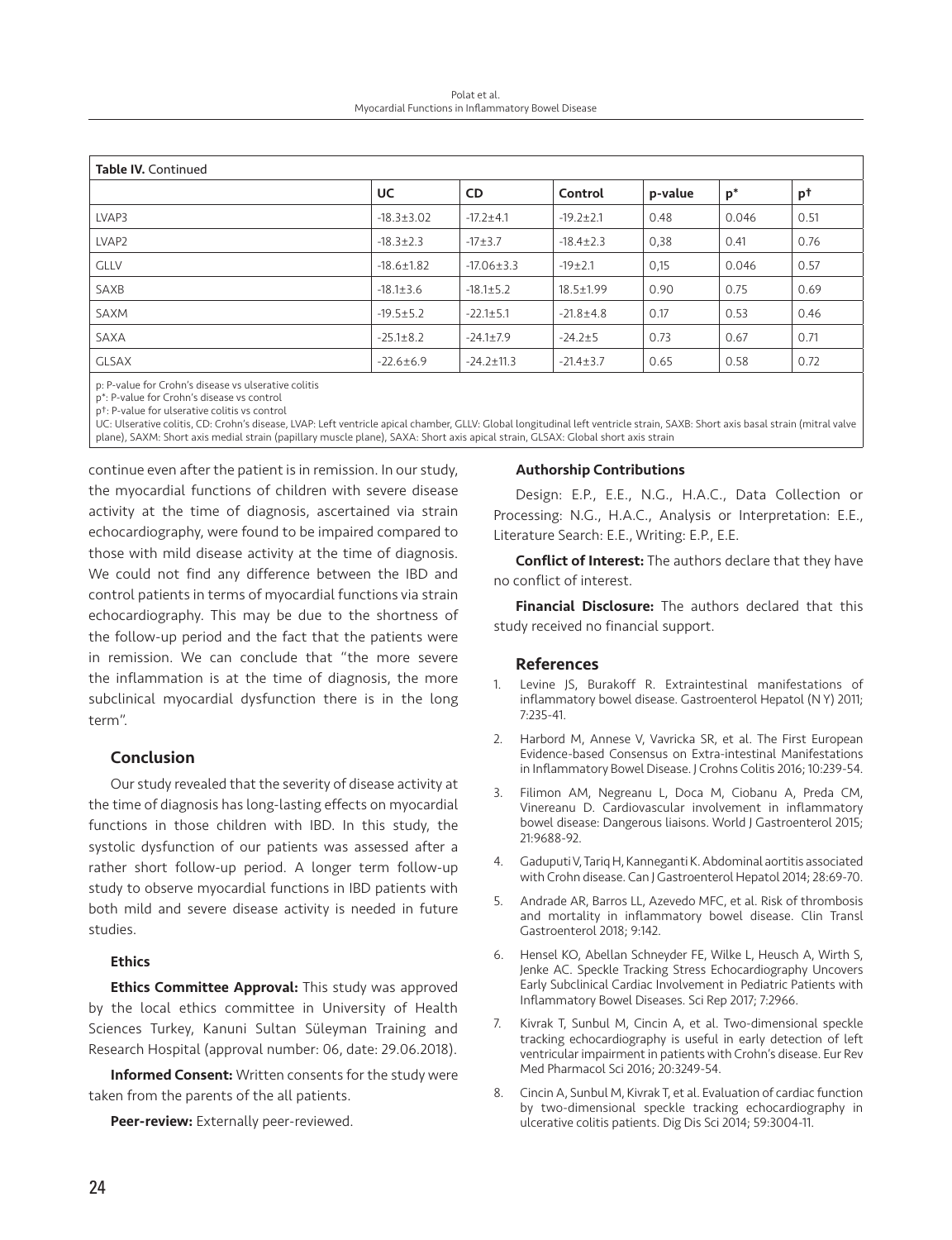**Table IV.** Continued

| | UC | CD | Control | p-value | p* | p† |
|---|---|---|---|---|---|---|
| LVAP3 | -18.3±3.02 | -17.2±4.1 | -19.2±2.1 | 0.48 | 0.046 | 0.51 |
| LVAP2 | -18.3±2.3 | -17±3.7 | -18.4±2.3 | 0,38 | 0.41 | 0.76 |
| GLLV | -18.6±1.82 | -17.06±3.3 | -19±2.1 | 0,15 | 0.046 | 0.57 |
| SAXB | -18.1±3.6 | -18.1±5.2 | 18.5±1.99 | 0.90 | 0.75 | 0.69 |
| SAXM | -19.5±5.2 | -22.1±5.1 | -21.8±4.8 | 0.17 | 0.53 | 0.46 |
| SAXA | -25.1±8.2 | -24.1±7.9 | -24.2±5 | 0.73 | 0.67 | 0.71 |
| GLSAX | -22.6±6.9 | -24.2±11.3 | -21.4±3.7 | 0.65 | 0.58 | 0.72 |

p: P-value for Crohn's disease vs ulserative colitis
p*: P-value for Crohn's disease vs control
p†: P-value for ulserative colitis vs control
UC: Ulserative colitis, CD: Crohn's disease, LVAP: Left ventricle apical chamber, GLLV: Global longitudinal left ventricle strain, SAXB: Short axis basal strain (mitral valve plane), SAXM: Short axis medial strain (papillary muscle plane), SAXA: Short axis apical strain, GLSAX: Global short axis strain

continue even after the patient is in remission. In our study, the myocardial functions of children with severe disease activity at the time of diagnosis, ascertained via strain echocardiography, were found to be impaired compared to those with mild disease activity at the time of diagnosis. We could not find any difference between the IBD and control patients in terms of myocardial functions via strain echocardiography. This may be due to the shortness of the follow-up period and the fact that the patients were in remission. We can conclude that "the more severe the inflammation is at the time of diagnosis, the more subclinical myocardial dysfunction there is in the long term".

## Conclusion

Our study revealed that the severity of disease activity at the time of diagnosis has long-lasting effects on myocardial functions in those children with IBD. In this study, the systolic dysfunction of our patients was assessed after a rather short follow-up period. A longer term follow-up study to observe myocardial functions in IBD patients with both mild and severe disease activity is needed in future studies.

### Ethics

**Ethics Committee Approval:** This study was approved by the local ethics committee in University of Health Sciences Turkey, Kanuni Sultan Süleyman Training and Research Hospital (approval number: 06, date: 29.06.2018).

**Informed Consent:** Written consents for the study were taken from the parents of the all patients.

**Peer-review:** Externally peer-reviewed.

### Authorship Contributions

Design: E.P., E.E., N.G., H.A.C., Data Collection or Processing: N.G., H.A.C., Analysis or Interpretation: E.E., Literature Search: E.E., Writing: E.P., E.E.

**Conflict of Interest:** The authors declare that they have no conflict of interest.

**Financial Disclosure:** The authors declared that this study received no financial support.

## References

1. Levine JS, Burakoff R. Extraintestinal manifestations of inflammatory bowel disease. Gastroenterol Hepatol (N Y) 2011; 7:235-41.
2. Harbord M, Annese V, Vavricka SR, et al. The First European Evidence-based Consensus on Extra-intestinal Manifestations in Inflammatory Bowel Disease. J Crohns Colitis 2016; 10:239-54.
3. Filimon AM, Negreanu L, Doca M, Ciobanu A, Preda CM, Vinereanu D. Cardiovascular involvement in inflammatory bowel disease: Dangerous liaisons. World J Gastroenterol 2015; 21:9688-92.
4. Gaduputi V, Tariq H, Kanneganti K. Abdominal aortitis associated with Crohn disease. Can J Gastroenterol Hepatol 2014; 28:69-70.
5. Andrade AR, Barros LL, Azevedo MFC, et al. Risk of thrombosis and mortality in inflammatory bowel disease. Clin Transl Gastroenterol 2018; 9:142.
6. Hensel KO, Abellan Schneyder FE, Wilke L, Heusch A, Wirth S, Jenke AC. Speckle Tracking Stress Echocardiography Uncovers Early Subclinical Cardiac Involvement in Pediatric Patients with Inflammatory Bowel Diseases. Sci Rep 2017; 7:2966.
7. Kivrak T, Sunbul M, Cincin A, et al. Two-dimensional speckle tracking echocardiography is useful in early detection of left ventricular impairment in patients with Crohn's disease. Eur Rev Med Pharmacol Sci 2016; 20:3249-54.
8. Cincin A, Sunbul M, Kivrak T, et al. Evaluation of cardiac function by two-dimensional speckle tracking echocardiography in ulcerative colitis patients. Dig Dis Sci 2014; 59:3004-11.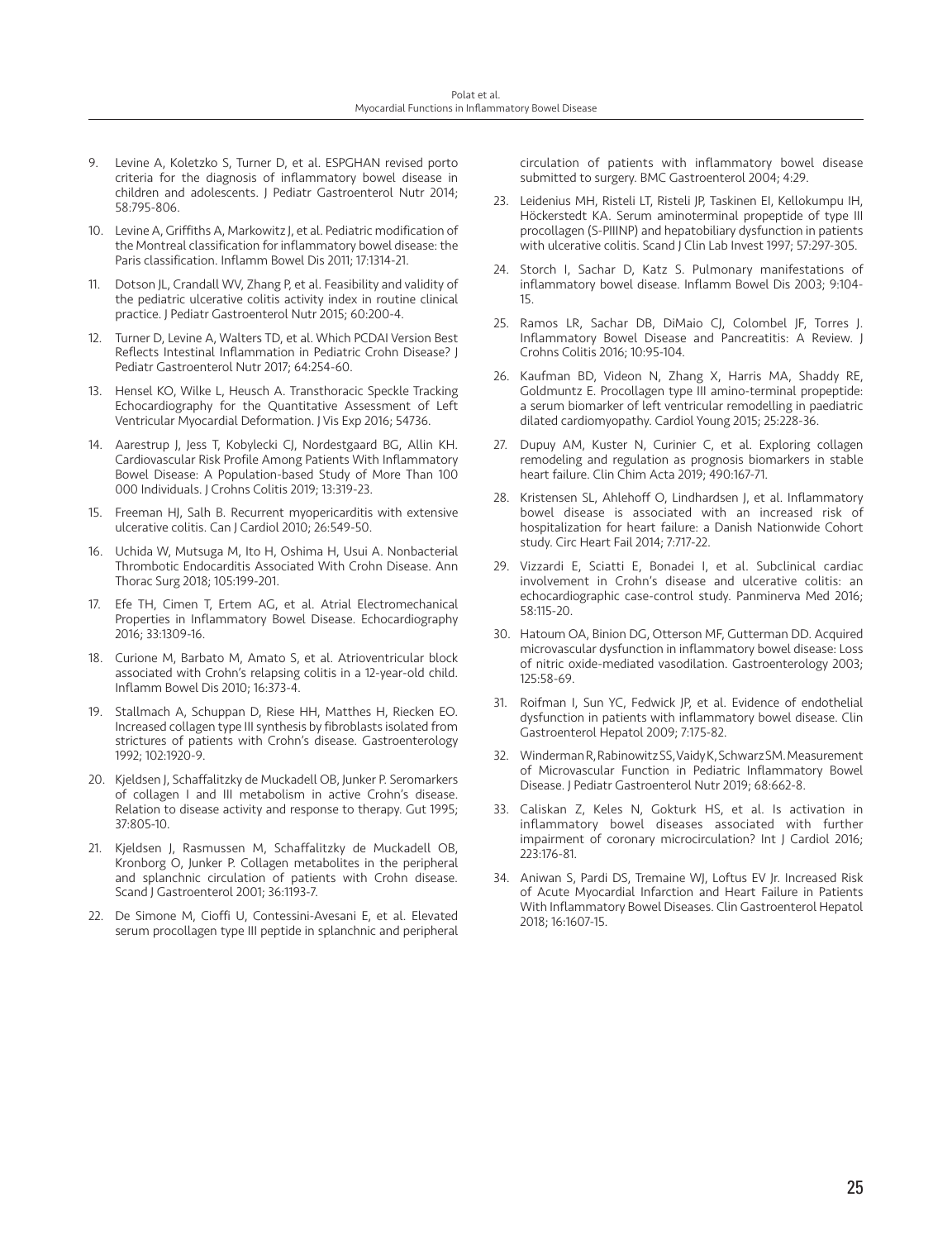9. Levine A, Koletzko S, Turner D, et al. ESPGHAN revised porto criteria for the diagnosis of inflammatory bowel disease in children and adolescents. J Pediatr Gastroenterol Nutr 2014; 58:795-806.
10. Levine A, Griffiths A, Markowitz J, et al. Pediatric modification of the Montreal classification for inflammatory bowel disease: the Paris classification. Inflamm Bowel Dis 2011; 17:1314-21.
11. Dotson JL, Crandall WV, Zhang P, et al. Feasibility and validity of the pediatric ulcerative colitis activity index in routine clinical practice. J Pediatr Gastroenterol Nutr 2015; 60:200-4.
12. Turner D, Levine A, Walters TD, et al. Which PCDAI Version Best Reflects Intestinal Inflammation in Pediatric Crohn Disease? J Pediatr Gastroenterol Nutr 2017; 64:254-60.
13. Hensel KO, Wilke L, Heusch A. Transthoracic Speckle Tracking Echocardiography for the Quantitative Assessment of Left Ventricular Myocardial Deformation. J Vis Exp 2016; 54736.
14. Aarestrup J, Jess T, Kobylecki CJ, Nordestgaard BG, Allin KH. Cardiovascular Risk Profile Among Patients With Inflammatory Bowel Disease: A Population-based Study of More Than 100 000 Individuals. J Crohns Colitis 2019; 13:319-23.
15. Freeman HJ, Salh B. Recurrent myopericarditis with extensive ulcerative colitis. Can J Cardiol 2010; 26:549-50.
16. Uchida W, Mutsuga M, Ito H, Oshima H, Usui A. Nonbacterial Thrombotic Endocarditis Associated With Crohn Disease. Ann Thorac Surg 2018; 105:199-201.
17. Efe TH, Cimen T, Ertem AG, et al. Atrial Electromechanical Properties in Inflammatory Bowel Disease. Echocardiography 2016; 33:1309-16.
18. Curione M, Barbato M, Amato S, et al. Atrioventricular block associated with Crohn's relapsing colitis in a 12-year-old child. Inflamm Bowel Dis 2010; 16:373-4.
19. Stallmach A, Schuppan D, Riese HH, Matthes H, Riecken EO. Increased collagen type III synthesis by fibroblasts isolated from strictures of patients with Crohn's disease. Gastroenterology 1992; 102:1920-9.
20. Kjeldsen J, Schaffalitzky de Muckadell OB, Junker P. Seromarkers of collagen I and III metabolism in active Crohn's disease. Relation to disease activity and response to therapy. Gut 1995; 37:805-10.
21. Kjeldsen J, Rasmussen M, Schaffalitzky de Muckadell OB, Kronborg O, Junker P. Collagen metabolites in the peripheral and splanchnic circulation of patients with Crohn disease. Scand J Gastroenterol 2001; 36:1193-7.
22. De Simone M, Cioffi U, Contessini-Avesani E, et al. Elevated serum procollagen type III peptide in splanchnic and peripheral circulation of patients with inflammatory bowel disease submitted to surgery. BMC Gastroenterol 2004; 4:29.
23. Leidenius MH, Risteli LT, Risteli JP, Taskinen EI, Kellokumpu IH, Höckerstedt KA. Serum aminoterminal propeptide of type III procollagen (S-PIIINP) and hepatobiliary dysfunction in patients with ulcerative colitis. Scand J Clin Lab Invest 1997; 57:297-305.
24. Storch I, Sachar D, Katz S. Pulmonary manifestations of inflammatory bowel disease. Inflamm Bowel Dis 2003; 9:104-15.
25. Ramos LR, Sachar DB, DiMaio CJ, Colombel JF, Torres J. Inflammatory Bowel Disease and Pancreatitis: A Review. J Crohns Colitis 2016; 10:95-104.
26. Kaufman BD, Videon N, Zhang X, Harris MA, Shaddy RE, Goldmuntz E. Procollagen type III amino-terminal propeptide: a serum biomarker of left ventricular remodelling in paediatric dilated cardiomyopathy. Cardiol Young 2015; 25:228-36.
27. Dupuy AM, Kuster N, Curinier C, et al. Exploring collagen remodeling and regulation as prognosis biomarkers in stable heart failure. Clin Chim Acta 2019; 490:167-71.
28. Kristensen SL, Ahlehoff O, Lindhardsen J, et al. Inflammatory bowel disease is associated with an increased risk of hospitalization for heart failure: a Danish Nationwide Cohort study. Circ Heart Fail 2014; 7:717-22.
29. Vizzardi E, Sciatti E, Bonadei I, et al. Subclinical cardiac involvement in Crohn's disease and ulcerative colitis: an echocardiographic case-control study. Panminerva Med 2016; 58:115-20.
30. Hatoum OA, Binion DG, Otterson MF, Gutterman DD. Acquired microvascular dysfunction in inflammatory bowel disease: Loss of nitric oxide-mediated vasodilation. Gastroenterology 2003; 125:58-69.
31. Roifman I, Sun YC, Fedwick JP, et al. Evidence of endothelial dysfunction in patients with inflammatory bowel disease. Clin Gastroenterol Hepatol 2009; 7:175-82.
32. Winderman R, Rabinowitz SS, Vaidy K, Schwarz SM. Measurement of Microvascular Function in Pediatric Inflammatory Bowel Disease. J Pediatr Gastroenterol Nutr 2019; 68:662-8.
33. Caliskan Z, Keles N, Gokturk HS, et al. Is activation in inflammatory bowel diseases associated with further impairment of coronary microcirculation? Int J Cardiol 2016; 223:176-81.
34. Aniwan S, Pardi DS, Tremaine WJ, Loftus EV Jr. Increased Risk of Acute Myocardial Infarction and Heart Failure in Patients With Inflammatory Bowel Diseases. Clin Gastroenterol Hepatol 2018; 16:1607-15.